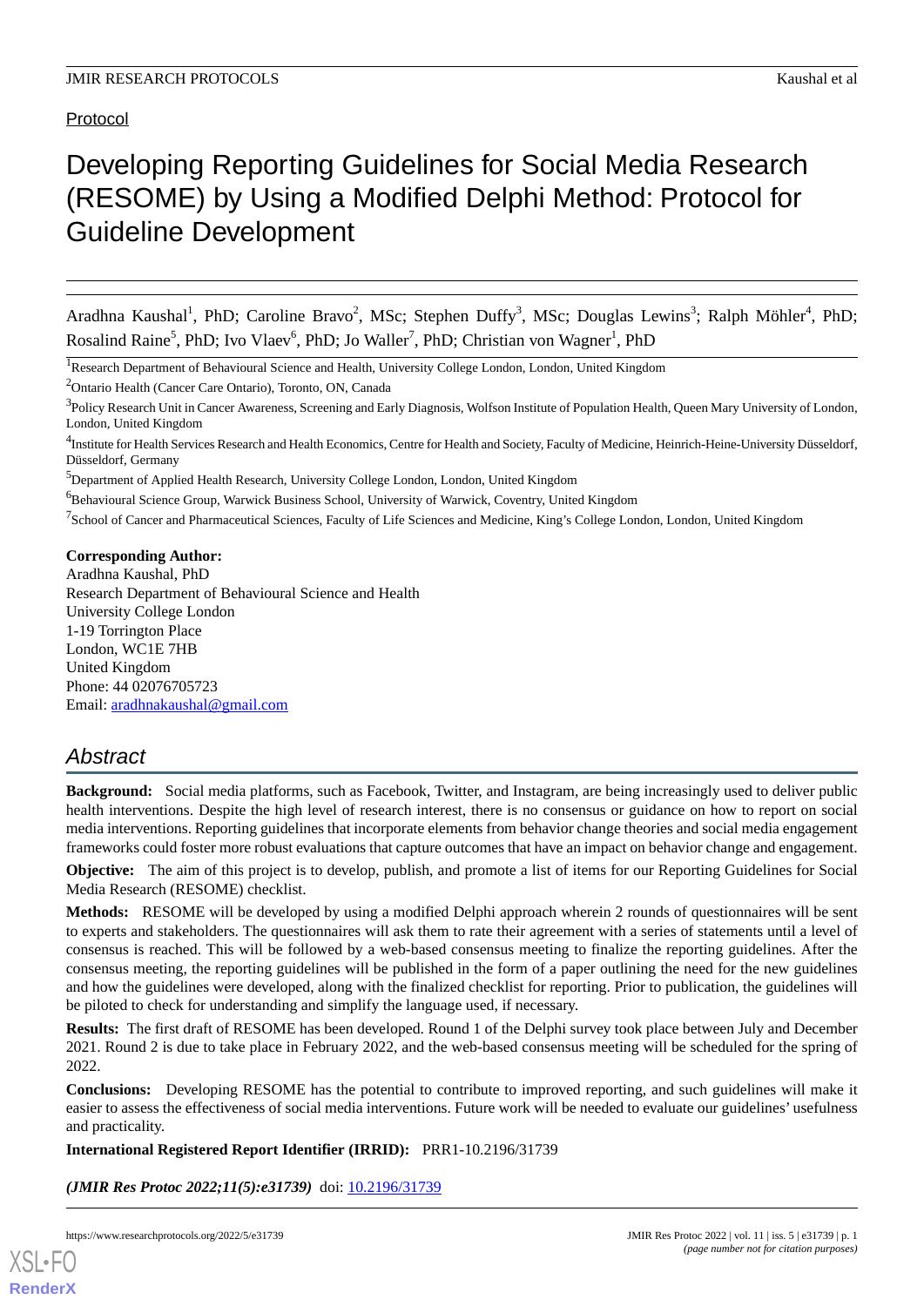Protocol

# Developing Reporting Guidelines for Social Media Research (RESOME) by Using a Modified Delphi Method: Protocol for Guideline Development

Aradhna Kaushal[1], PhD; Caroline Bravo[2], MSc; Stephen Duffy[3], MSc; Douglas Lewins[3]; Ralph Möhler[4], PhD; Rosalind Raine[5], PhD; Ivo Vlaev[6], PhD; Jo Waller[7], PhD; Christian von Wagner[1], PhD

[1]Research Department of Behavioural Science and Health, University College London, London, United Kingdom

[2]Ontario Health (Cancer Care Ontario), Toronto, ON, Canada

[3]Policy Research Unit in Cancer Awareness, Screening and Early Diagnosis, Wolfson Institute of Population Health, Queen Mary University of London, London, United Kingdom

[4]Institute for Health Services Research and Health Economics, Centre for Health and Society, Faculty of Medicine, Heinrich-Heine-University Düsseldorf, Düsseldorf, Germany

[5]Department of Applied Health Research, University College London, London, United Kingdom

[6]Behavioural Science Group, Warwick Business School, University of Warwick, Coventry, United Kingdom

[7]School of Cancer and Pharmaceutical Sciences, Faculty of Life Sciences and Medicine, King's College London, London, United Kingdom

**Corresponding Author:**
Aradhna Kaushal, PhD
Research Department of Behavioural Science and Health
University College London
1-19 Torrington Place
London, WC1E 7HB
United Kingdom
Phone: 44 02076705723
Email: aradhnakaushal@gmail.com

## Abstract

**Background:** Social media platforms, such as Facebook, Twitter, and Instagram, are being increasingly used to deliver public health interventions. Despite the high level of research interest, there is no consensus or guidance on how to report on social media interventions. Reporting guidelines that incorporate elements from behavior change theories and social media engagement frameworks could foster more robust evaluations that capture outcomes that have an impact on behavior change and engagement.

**Objective:** The aim of this project is to develop, publish, and promote a list of items for our Reporting Guidelines for Social Media Research (RESOME) checklist.

**Methods:** RESOME will be developed by using a modified Delphi approach wherein 2 rounds of questionnaires will be sent to experts and stakeholders. The questionnaires will ask them to rate their agreement with a series of statements until a level of consensus is reached. This will be followed by a web-based consensus meeting to finalize the reporting guidelines. After the consensus meeting, the reporting guidelines will be published in the form of a paper outlining the need for the new guidelines and how the guidelines were developed, along with the finalized checklist for reporting. Prior to publication, the guidelines will be piloted to check for understanding and simplify the language used, if necessary.

**Results:** The first draft of RESOME has been developed. Round 1 of the Delphi survey took place between July and December 2021. Round 2 is due to take place in February 2022, and the web-based consensus meeting will be scheduled for the spring of 2022.

**Conclusions:** Developing RESOME has the potential to contribute to improved reporting, and such guidelines will make it easier to assess the effectiveness of social media interventions. Future work will be needed to evaluate our guidelines' usefulness and practicality.

**International Registered Report Identifier (IRRID):** PRR1-10.2196/31739

***(JMIR Res Protoc 2022;11(5):e31739)*** doi: 10.2196/31739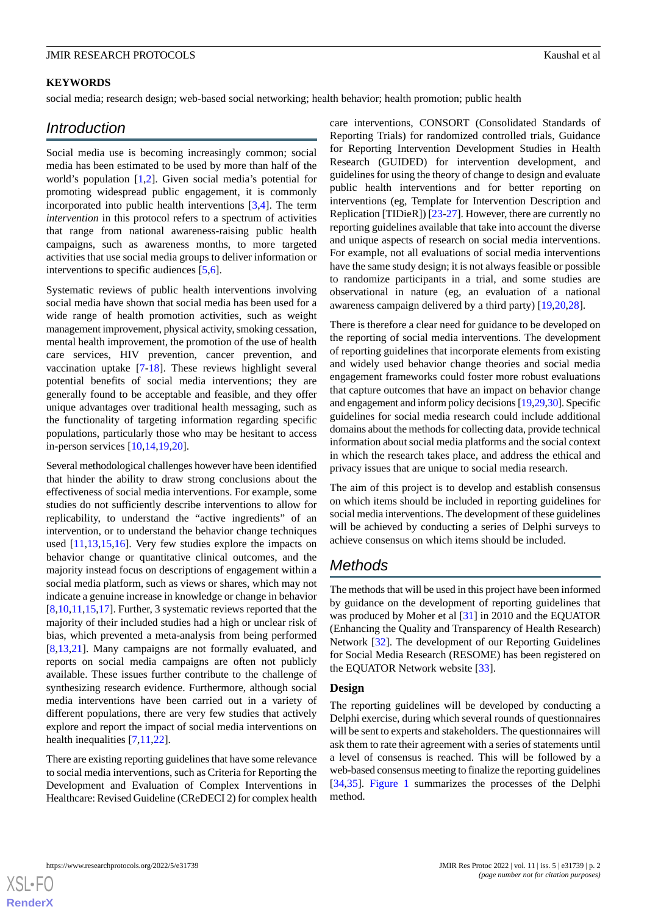## KEYWORDS

social media; research design; web-based social networking; health behavior; health promotion; public health

## Introduction

Social media use is becoming increasingly common; social media has been estimated to be used by more than half of the world's population [1,2]. Given social media's potential for promoting widespread public engagement, it is commonly incorporated into public health interventions [3,4]. The term *intervention* in this protocol refers to a spectrum of activities that range from national awareness-raising public health campaigns, such as awareness months, to more targeted activities that use social media groups to deliver information or interventions to specific audiences [5,6].

Systematic reviews of public health interventions involving social media have shown that social media has been used for a wide range of health promotion activities, such as weight management improvement, physical activity, smoking cessation, mental health improvement, the promotion of the use of health care services, HIV prevention, cancer prevention, and vaccination uptake [7-18]. These reviews highlight several potential benefits of social media interventions; they are generally found to be acceptable and feasible, and they offer unique advantages over traditional health messaging, such as the functionality of targeting information regarding specific populations, particularly those who may be hesitant to access in-person services [10,14,19,20].

Several methodological challenges however have been identified that hinder the ability to draw strong conclusions about the effectiveness of social media interventions. For example, some studies do not sufficiently describe interventions to allow for replicability, to understand the "active ingredients" of an intervention, or to understand the behavior change techniques used [11,13,15,16]. Very few studies explore the impacts on behavior change or quantitative clinical outcomes, and the majority instead focus on descriptions of engagement within a social media platform, such as views or shares, which may not indicate a genuine increase in knowledge or change in behavior [8,10,11,15,17]. Further, 3 systematic reviews reported that the majority of their included studies had a high or unclear risk of bias, which prevented a meta-analysis from being performed [8,13,21]. Many campaigns are not formally evaluated, and reports on social media campaigns are often not publicly available. These issues further contribute to the challenge of synthesizing research evidence. Furthermore, although social media interventions have been carried out in a variety of different populations, there are very few studies that actively explore and report the impact of social media interventions on health inequalities [7,11,22].

There are existing reporting guidelines that have some relevance to social media interventions, such as Criteria for Reporting the Development and Evaluation of Complex Interventions in Healthcare: Revised Guideline (CReDECI 2) for complex health care interventions, CONSORT (Consolidated Standards of Reporting Trials) for randomized controlled trials, Guidance for Reporting Intervention Development Studies in Health Research (GUIDED) for intervention development, and guidelines for using the theory of change to design and evaluate public health interventions and for better reporting on interventions (eg, Template for Intervention Description and Replication [TIDieR]) [23-27]. However, there are currently no reporting guidelines available that take into account the diverse and unique aspects of research on social media interventions. For example, not all evaluations of social media interventions have the same study design; it is not always feasible or possible to randomize participants in a trial, and some studies are observational in nature (eg, an evaluation of a national awareness campaign delivered by a third party) [19,20,28].

There is therefore a clear need for guidance to be developed on the reporting of social media interventions. The development of reporting guidelines that incorporate elements from existing and widely used behavior change theories and social media engagement frameworks could foster more robust evaluations that capture outcomes that have an impact on behavior change and engagement and inform policy decisions [19,29,30]. Specific guidelines for social media research could include additional domains about the methods for collecting data, provide technical information about social media platforms and the social context in which the research takes place, and address the ethical and privacy issues that are unique to social media research.

The aim of this project is to develop and establish consensus on which items should be included in reporting guidelines for social media interventions. The development of these guidelines will be achieved by conducting a series of Delphi surveys to achieve consensus on which items should be included.

## Methods

The methods that will be used in this project have been informed by guidance on the development of reporting guidelines that was produced by Moher et al [31] in 2010 and the EQUATOR (Enhancing the Quality and Transparency of Health Research) Network [32]. The development of our Reporting Guidelines for Social Media Research (RESOME) has been registered on the EQUATOR Network website [33].

### Design

The reporting guidelines will be developed by conducting a Delphi exercise, during which several rounds of questionnaires will be sent to experts and stakeholders. The questionnaires will ask them to rate their agreement with a series of statements until a level of consensus is reached. This will be followed by a web-based consensus meeting to finalize the reporting guidelines [34,35]. Figure 1 summarizes the processes of the Delphi method.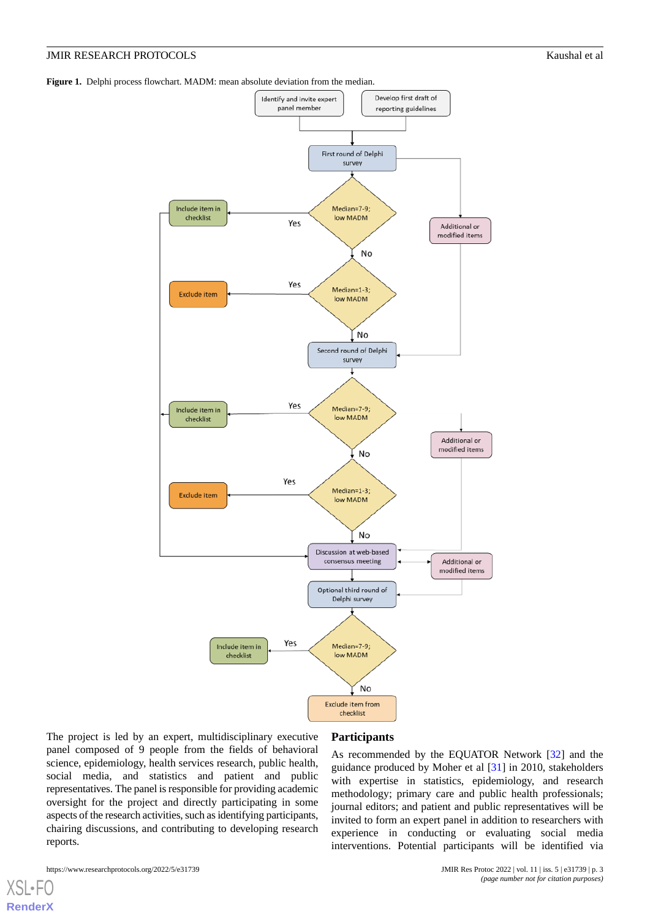**Figure 1.** Delphi process flowchart. MADM: mean absolute deviation from the median.

The project is led by an expert, multidisciplinary executive panel composed of 9 people from the fields of behavioral science, epidemiology, health services research, public health, social media, and statistics and patient and public representatives. The panel is responsible for providing academic oversight for the project and directly participating in some aspects of the research activities, such as identifying participants, chairing discussions, and contributing to developing research reports.

## Participants

As recommended by the EQUATOR Network [32] and the guidance produced by Moher et al [31] in 2010, stakeholders with expertise in statistics, epidemiology, and research methodology; primary care and public health professionals; journal editors; and patient and public representatives will be invited to form an expert panel in addition to researchers with experience in conducting or evaluating social media interventions. Potential participants will be identified via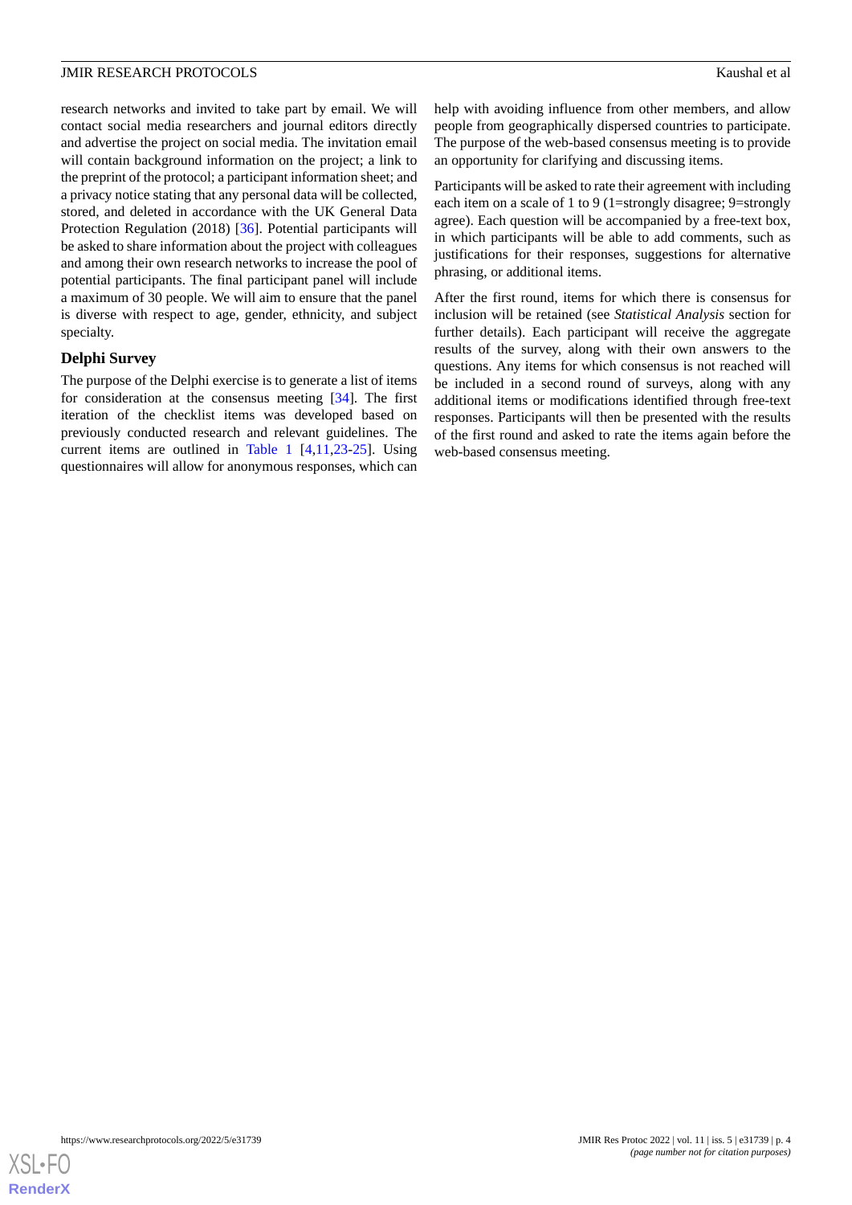research networks and invited to take part by email. We will contact social media researchers and journal editors directly and advertise the project on social media. The invitation email will contain background information on the project; a link to the preprint of the protocol; a participant information sheet; and a privacy notice stating that any personal data will be collected, stored, and deleted in accordance with the UK General Data Protection Regulation (2018) [36]. Potential participants will be asked to share information about the project with colleagues and among their own research networks to increase the pool of potential participants. The final participant panel will include a maximum of 30 people. We will aim to ensure that the panel is diverse with respect to age, gender, ethnicity, and subject specialty.

### Delphi Survey

The purpose of the Delphi exercise is to generate a list of items for consideration at the consensus meeting [34]. The first iteration of the checklist items was developed based on previously conducted research and relevant guidelines. The current items are outlined in Table 1 [4,11,23-25]. Using questionnaires will allow for anonymous responses, which can help with avoiding influence from other members, and allow people from geographically dispersed countries to participate. The purpose of the web-based consensus meeting is to provide an opportunity for clarifying and discussing items.

Participants will be asked to rate their agreement with including each item on a scale of 1 to 9 (1=strongly disagree; 9=strongly agree). Each question will be accompanied by a free-text box, in which participants will be able to add comments, such as justifications for their responses, suggestions for alternative phrasing, or additional items.

After the first round, items for which there is consensus for inclusion will be retained (see *Statistical Analysis* section for further details). Each participant will receive the aggregate results of the survey, along with their own answers to the questions. Any items for which consensus is not reached will be included in a second round of surveys, along with any additional items or modifications identified through free-text responses. Participants will then be presented with the results of the first round and asked to rate the items again before the web-based consensus meeting.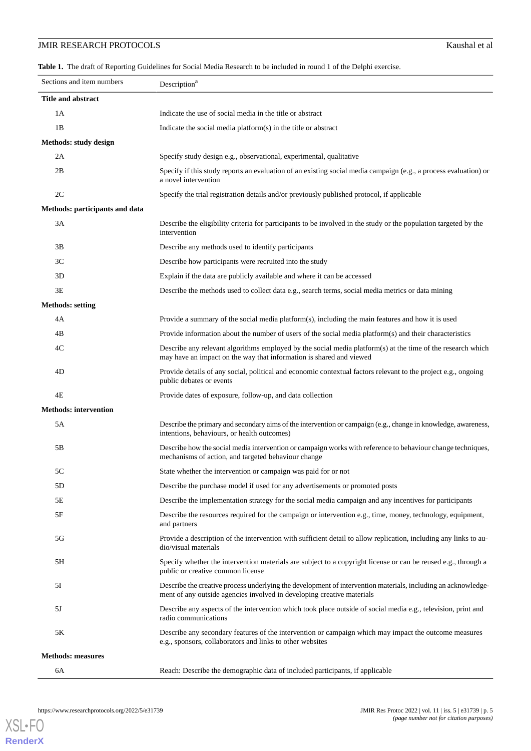**Table 1.** The draft of Reporting Guidelines for Social Media Research to be included in round 1 of the Delphi exercise.

| Sections and item numbers | Description[a] |
|---|---|
| **Title and abstract** | |
| 1A | Indicate the use of social media in the title or abstract |
| 1B | Indicate the social media platform(s) in the title or abstract |
| **Methods: study design** | |
| 2A | Specify study design e.g., observational, experimental, qualitative |
| 2B | Specify if this study reports an evaluation of an existing social media campaign (e.g., a process evaluation) or a novel intervention |
| 2C | Specify the trial registration details and/or previously published protocol, if applicable |
| **Methods: participants and data** | |
| 3A | Describe the eligibility criteria for participants to be involved in the study or the population targeted by the intervention |
| 3B | Describe any methods used to identify participants |
| 3C | Describe how participants were recruited into the study |
| 3D | Explain if the data are publicly available and where it can be accessed |
| 3E | Describe the methods used to collect data e.g., search terms, social media metrics or data mining |
| **Methods: setting** | |
| 4A | Provide a summary of the social media platform(s), including the main features and how it is used |
| 4B | Provide information about the number of users of the social media platform(s) and their characteristics |
| 4C | Describe any relevant algorithms employed by the social media platform(s) at the time of the research which may have an impact on the way that information is shared and viewed |
| 4D | Provide details of any social, political and economic contextual factors relevant to the project e.g., ongoing public debates or events |
| 4E | Provide dates of exposure, follow-up, and data collection |
| **Methods: intervention** | |
| 5A | Describe the primary and secondary aims of the intervention or campaign (e.g., change in knowledge, awareness, intentions, behaviours, or health outcomes) |
| 5B | Describe how the social media intervention or campaign works with reference to behaviour change techniques, mechanisms of action, and targeted behaviour change |
| 5C | State whether the intervention or campaign was paid for or not |
| 5D | Describe the purchase model if used for any advertisements or promoted posts |
| 5E | Describe the implementation strategy for the social media campaign and any incentives for participants |
| 5F | Describe the resources required for the campaign or intervention e.g., time, money, technology, equipment, and partners |
| 5G | Provide a description of the intervention with sufficient detail to allow replication, including any links to audio/visual materials |
| 5H | Specify whether the intervention materials are subject to a copyright license or can be reused e.g., through a public or creative common license |
| 5I | Describe the creative process underlying the development of intervention materials, including an acknowledgement of any outside agencies involved in developing creative materials |
| 5J | Describe any aspects of the intervention which took place outside of social media e.g., television, print and radio communications |
| 5K | Describe any secondary features of the intervention or campaign which may impact the outcome measures e.g., sponsors, collaborators and links to other websites |
| **Methods: measures** | |
| 6A | Reach: Describe the demographic data of included participants, if applicable |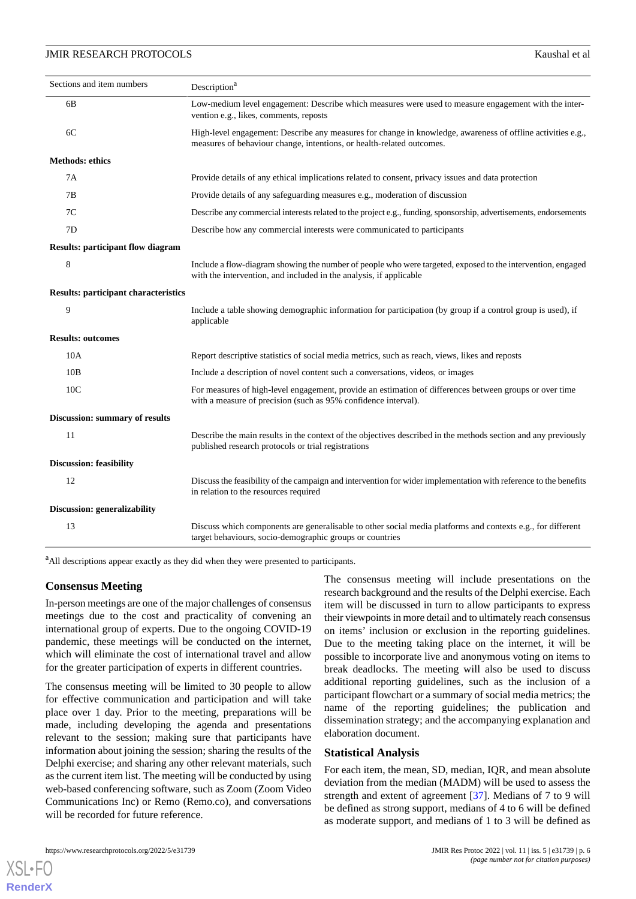| Sections and item numbers | Description[a] |
|---|---|
| 6B | Low-medium level engagement: Describe which measures were used to measure engagement with the intervention e.g., likes, comments, reposts |
| 6C | High-level engagement: Describe any measures for change in knowledge, awareness of offline activities e.g., measures of behaviour change, intentions, or health-related outcomes. |
| **Methods: ethics** | |
| 7A | Provide details of any ethical implications related to consent, privacy issues and data protection |
| 7B | Provide details of any safeguarding measures e.g., moderation of discussion |
| 7C | Describe any commercial interests related to the project e.g., funding, sponsorship, advertisements, endorsements |
| 7D | Describe how any commercial interests were communicated to participants |
| **Results: participant flow diagram** | |
| 8 | Include a flow-diagram showing the number of people who were targeted, exposed to the intervention, engaged with the intervention, and included in the analysis, if applicable |
| **Results: participant characteristics** | |
| 9 | Include a table showing demographic information for participation (by group if a control group is used), if applicable |
| **Results: outcomes** | |
| 10A | Report descriptive statistics of social media metrics, such as reach, views, likes and reposts |
| 10B | Include a description of novel content such a conversations, videos, or images |
| 10C | For measures of high-level engagement, provide an estimation of differences between groups or over time with a measure of precision (such as 95% confidence interval). |
| **Discussion: summary of results** | |
| 11 | Describe the main results in the context of the objectives described in the methods section and any previously published research protocols or trial registrations |
| **Discussion: feasibility** | |
| 12 | Discuss the feasibility of the campaign and intervention for wider implementation with reference to the benefits in relation to the resources required |
| **Discussion: generalizability** | |
| 13 | Discuss which components are generalisable to other social media platforms and contexts e.g., for different target behaviours, socio-demographic groups or countries |

[a]All descriptions appear exactly as they did when they were presented to participants.

### Consensus Meeting

In-person meetings are one of the major challenges of consensus meetings due to the cost and practicality of convening an international group of experts. Due to the ongoing COVID-19 pandemic, these meetings will be conducted on the internet, which will eliminate the cost of international travel and allow for the greater participation of experts in different countries.

The consensus meeting will be limited to 30 people to allow for effective communication and participation and will take place over 1 day. Prior to the meeting, preparations will be made, including developing the agenda and presentations relevant to the session; making sure that participants have information about joining the session; sharing the results of the Delphi exercise; and sharing any other relevant materials, such as the current item list. The meeting will be conducted by using web-based conferencing software, such as Zoom (Zoom Video Communications Inc) or Remo (Remo.co), and conversations will be recorded for future reference.

The consensus meeting will include presentations on the research background and the results of the Delphi exercise. Each item will be discussed in turn to allow participants to express their viewpoints in more detail and to ultimately reach consensus on items' inclusion or exclusion in the reporting guidelines. Due to the meeting taking place on the internet, it will be possible to incorporate live and anonymous voting on items to break deadlocks. The meeting will also be used to discuss additional reporting guidelines, such as the inclusion of a participant flowchart or a summary of social media metrics; the name of the reporting guidelines; the publication and dissemination strategy; and the accompanying explanation and elaboration document.

### Statistical Analysis

For each item, the mean, SD, median, IQR, and mean absolute deviation from the median (MADM) will be used to assess the strength and extent of agreement [37]. Medians of 7 to 9 will be defined as strong support, medians of 4 to 6 will be defined as moderate support, and medians of 1 to 3 will be defined as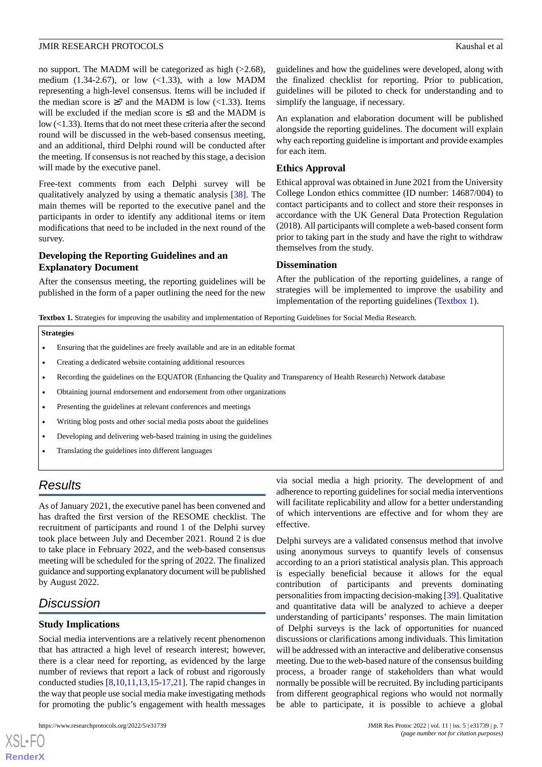no support. The MADM will be categorized as high (>2.68), medium (1.34-2.67), or low (<1.33), with a low MADM representing a high-level consensus. Items will be included if the median score is ≥7 and the MADM is low (<1.33). Items will be excluded if the median score is ≤3 and the MADM is low (<1.33). Items that do not meet these criteria after the second round will be discussed in the web-based consensus meeting, and an additional, third Delphi round will be conducted after the meeting. If consensus is not reached by this stage, a decision will made by the executive panel.

Free-text comments from each Delphi survey will be qualitatively analyzed by using a thematic analysis [38]. The main themes will be reported to the executive panel and the participants in order to identify any additional items or item modifications that need to be included in the next round of the survey.

### Developing the Reporting Guidelines and an Explanatory Document

After the consensus meeting, the reporting guidelines will be published in the form of a paper outlining the need for the new guidelines and how the guidelines were developed, along with the finalized checklist for reporting. Prior to publication, guidelines will be piloted to check for understanding and to simplify the language, if necessary.

An explanation and elaboration document will be published alongside the reporting guidelines. The document will explain why each reporting guideline is important and provide examples for each item.

### Ethics Approval

Ethical approval was obtained in June 2021 from the University College London ethics committee (ID number: 14687/004) to contact participants and to collect and store their responses in accordance with the UK General Data Protection Regulation (2018). All participants will complete a web-based consent form prior to taking part in the study and have the right to withdraw themselves from the study.

### Dissemination

After the publication of the reporting guidelines, a range of strategies will be implemented to improve the usability and implementation of the reporting guidelines (Textbox 1).

**Textbox 1.** Strategies for improving the usability and implementation of Reporting Guidelines for Social Media Research.

**Strategies**

- Ensuring that the guidelines are freely available and are in an editable format
- Creating a dedicated website containing additional resources
- Recording the guidelines on the EQUATOR (Enhancing the Quality and Transparency of Health Research) Network database
- Obtaining journal endorsement and endorsement from other organizations
- Presenting the guidelines at relevant conferences and meetings
- Writing blog posts and other social media posts about the guidelines
- Developing and delivering web-based training in using the guidelines
- Translating the guidelines into different languages

## Results

As of January 2021, the executive panel has been convened and has drafted the first version of the RESOME checklist. The recruitment of participants and round 1 of the Delphi survey took place between July and December 2021. Round 2 is due to take place in February 2022, and the web-based consensus meeting will be scheduled for the spring of 2022. The finalized guidance and supporting explanatory document will be published by August 2022.

## Discussion

### Study Implications

Social media interventions are a relatively recent phenomenon that has attracted a high level of research interest; however, there is a clear need for reporting, as evidenced by the large number of reviews that report a lack of robust and rigorously conducted studies [8,10,11,13,15-17,21]. The rapid changes in the way that people use social media make investigating methods for promoting the public's engagement with health messages via social media a high priority. The development of and adherence to reporting guidelines for social media interventions will facilitate replicability and allow for a better understanding of which interventions are effective and for whom they are effective.

Delphi surveys are a validated consensus method that involve using anonymous surveys to quantify levels of consensus according to an a priori statistical analysis plan. This approach is especially beneficial because it allows for the equal contribution of participants and prevents dominating personalities from impacting decision-making [39]. Qualitative and quantitative data will be analyzed to achieve a deeper understanding of participants' responses. The main limitation of Delphi surveys is the lack of opportunities for nuanced discussions or clarifications among individuals. This limitation will be addressed with an interactive and deliberative consensus meeting. Due to the web-based nature of the consensus building process, a broader range of stakeholders than what would normally be possible will be recruited. By including participants from different geographical regions who would not normally be able to participate, it is possible to achieve a global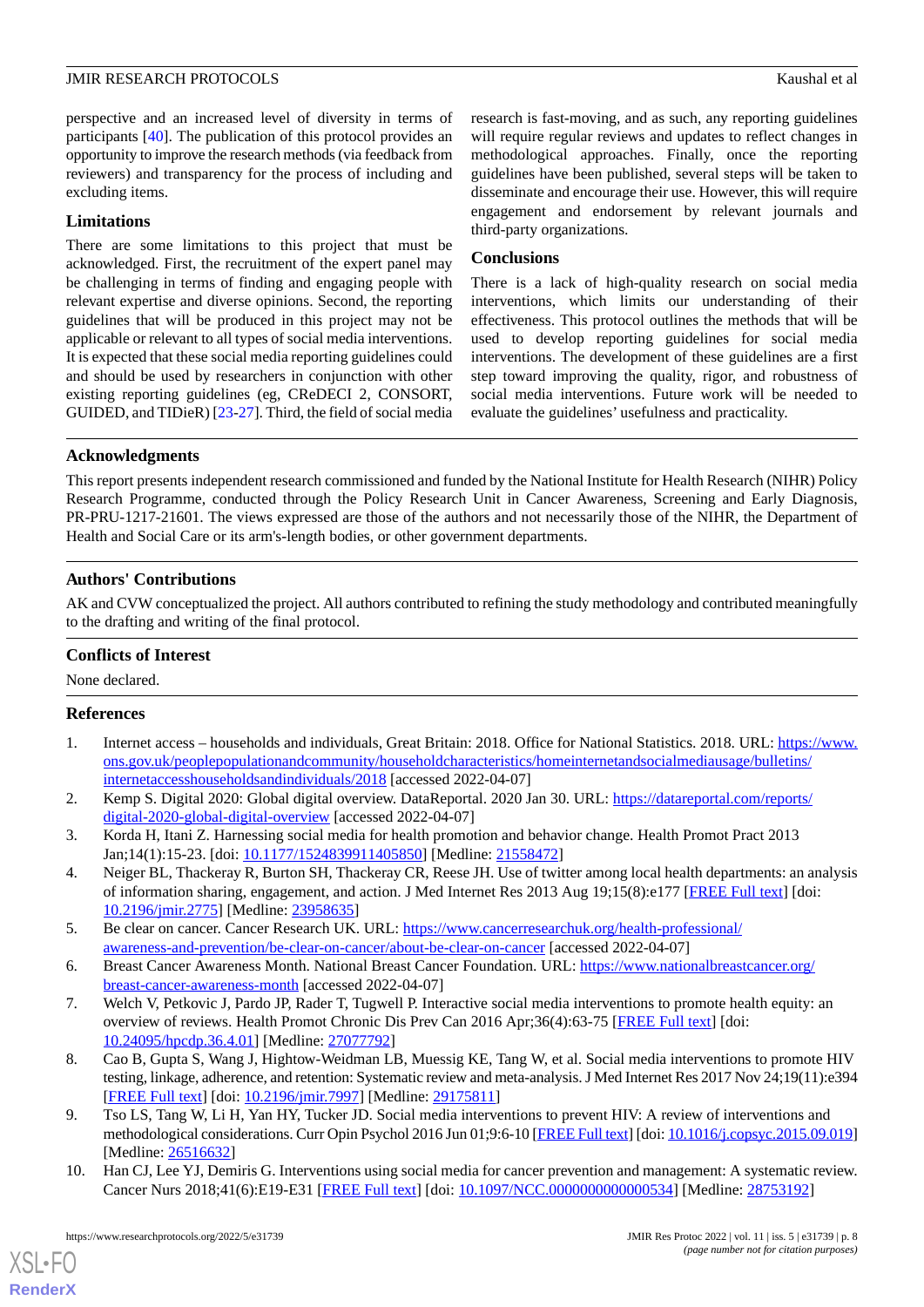perspective and an increased level of diversity in terms of participants [40]. The publication of this protocol provides an opportunity to improve the research methods (via feedback from reviewers) and transparency for the process of including and excluding items.

### Limitations

There are some limitations to this project that must be acknowledged. First, the recruitment of the expert panel may be challenging in terms of finding and engaging people with relevant expertise and diverse opinions. Second, the reporting guidelines that will be produced in this project may not be applicable or relevant to all types of social media interventions. It is expected that these social media reporting guidelines could and should be used by researchers in conjunction with other existing reporting guidelines (eg, CReDECI 2, CONSORT, GUIDED, and TIDieR) [23-27]. Third, the field of social media research is fast-moving, and as such, any reporting guidelines will require regular reviews and updates to reflect changes in methodological approaches. Finally, once the reporting guidelines have been published, several steps will be taken to disseminate and encourage their use. However, this will require engagement and endorsement by relevant journals and third-party organizations.

### Conclusions

There is a lack of high-quality research on social media interventions, which limits our understanding of their effectiveness. This protocol outlines the methods that will be used to develop reporting guidelines for social media interventions. The development of these guidelines are a first step toward improving the quality, rigor, and robustness of social media interventions. Future work will be needed to evaluate the guidelines' usefulness and practicality.

## Acknowledgments

This report presents independent research commissioned and funded by the National Institute for Health Research (NIHR) Policy Research Programme, conducted through the Policy Research Unit in Cancer Awareness, Screening and Early Diagnosis, PR-PRU-1217-21601. The views expressed are those of the authors and not necessarily those of the NIHR, the Department of Health and Social Care or its arm's-length bodies, or other government departments.

## Authors' Contributions

AK and CVW conceptualized the project. All authors contributed to refining the study methodology and contributed meaningfully to the drafting and writing of the final protocol.

## Conflicts of Interest

None declared.

## References

1. Internet access – households and individuals, Great Britain: 2018. Office for National Statistics. 2018. URL: https://www.ons.gov.uk/peoplepopulationandcommunity/householdcharacteristics/homeinternetandsocialmediausage/bulletins/internetaccesshouseholdsandindividuals/2018 [accessed 2022-04-07]
2. Kemp S. Digital 2020: Global digital overview. DataReportal. 2020 Jan 30. URL: https://datareportal.com/reports/digital-2020-global-digital-overview [accessed 2022-04-07]
3. Korda H, Itani Z. Harnessing social media for health promotion and behavior change. Health Promot Pract 2013 Jan;14(1):15-23. [doi: 10.1177/1524839911405850] [Medline: 21558472]
4. Neiger BL, Thackeray R, Burton SH, Thackeray CR, Reese JH. Use of twitter among local health departments: an analysis of information sharing, engagement, and action. J Med Internet Res 2013 Aug 19;15(8):e177 [FREE Full text] [doi: 10.2196/jmir.2775] [Medline: 23958635]
5. Be clear on cancer. Cancer Research UK. URL: https://www.cancerresearchuk.org/health-professional/awareness-and-prevention/be-clear-on-cancer/about-be-clear-on-cancer [accessed 2022-04-07]
6. Breast Cancer Awareness Month. National Breast Cancer Foundation. URL: https://www.nationalbreastcancer.org/breast-cancer-awareness-month [accessed 2022-04-07]
7. Welch V, Petkovic J, Pardo JP, Rader T, Tugwell P. Interactive social media interventions to promote health equity: an overview of reviews. Health Promot Chronic Dis Prev Can 2016 Apr;36(4):63-75 [FREE Full text] [doi: 10.24095/hpcdp.36.4.01] [Medline: 27077792]
8. Cao B, Gupta S, Wang J, Hightow-Weidman LB, Muessig KE, Tang W, et al. Social media interventions to promote HIV testing, linkage, adherence, and retention: Systematic review and meta-analysis. J Med Internet Res 2017 Nov 24;19(11):e394 [FREE Full text] [doi: 10.2196/jmir.7997] [Medline: 29175811]
9. Tso LS, Tang W, Li H, Yan HY, Tucker JD. Social media interventions to prevent HIV: A review of interventions and methodological considerations. Curr Opin Psychol 2016 Jun 01;9:6-10 [FREE Full text] [doi: 10.1016/j.copsyc.2015.09.019] [Medline: 26516632]
10. Han CJ, Lee YJ, Demiris G. Interventions using social media for cancer prevention and management: A systematic review. Cancer Nurs 2018;41(6):E19-E31 [FREE Full text] [doi: 10.1097/NCC.0000000000000534] [Medline: 28753192]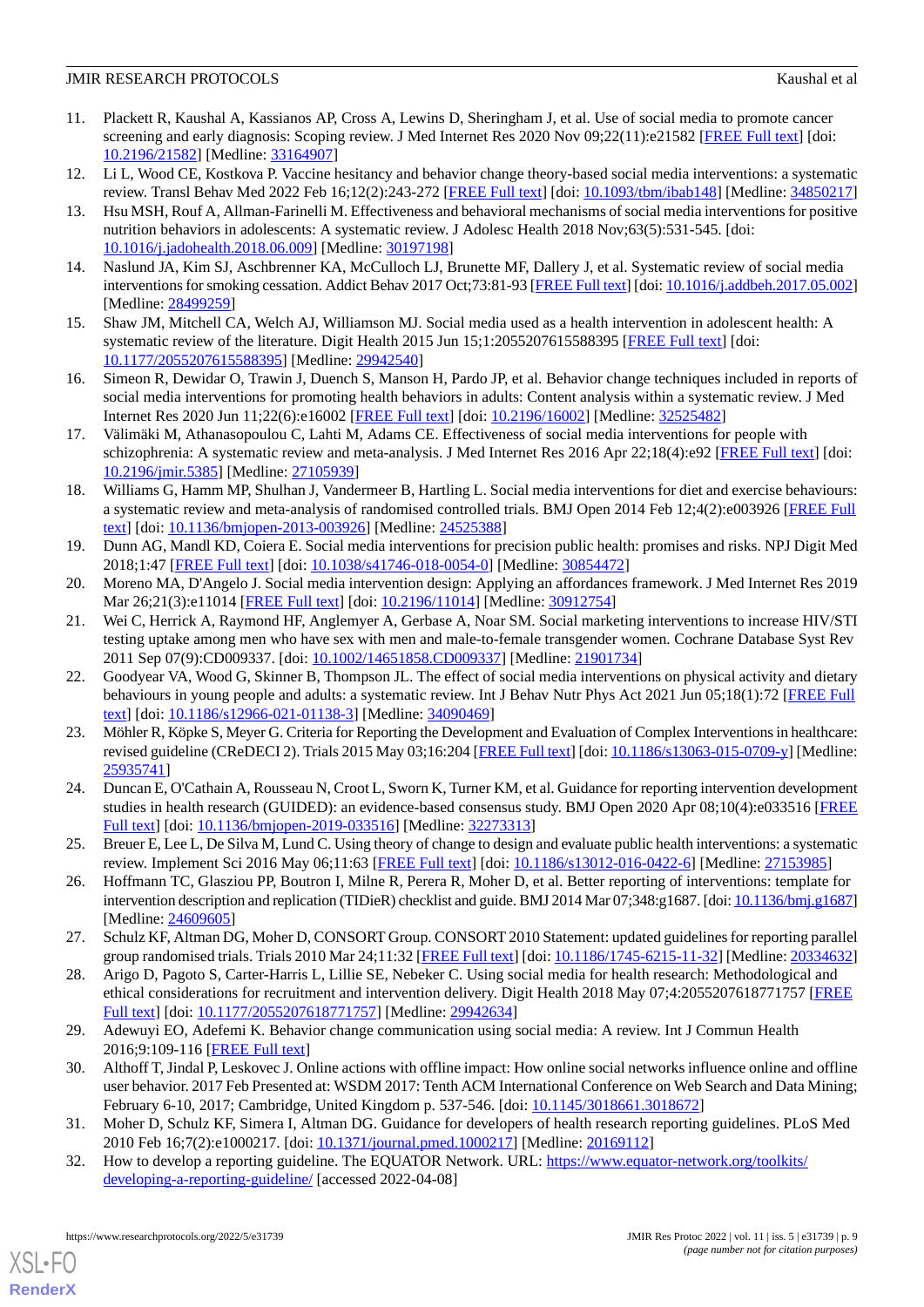11. Plackett R, Kaushal A, Kassianos AP, Cross A, Lewins D, Sheringham J, et al. Use of social media to promote cancer screening and early diagnosis: Scoping review. J Med Internet Res 2020 Nov 09;22(11):e21582 [FREE Full text] [doi: 10.2196/21582] [Medline: 33164907]
12. Li L, Wood CE, Kostkova P. Vaccine hesitancy and behavior change theory-based social media interventions: a systematic review. Transl Behav Med 2022 Feb 16;12(2):243-272 [FREE Full text] [doi: 10.1093/tbm/ibab148] [Medline: 34850217]
13. Hsu MSH, Rouf A, Allman-Farinelli M. Effectiveness and behavioral mechanisms of social media interventions for positive nutrition behaviors in adolescents: A systematic review. J Adolesc Health 2018 Nov;63(5):531-545. [doi: 10.1016/j.jadohealth.2018.06.009] [Medline: 30197198]
14. Naslund JA, Kim SJ, Aschbrenner KA, McCulloch LJ, Brunette MF, Dallery J, et al. Systematic review of social media interventions for smoking cessation. Addict Behav 2017 Oct;73:81-93 [FREE Full text] [doi: 10.1016/j.addbeh.2017.05.002] [Medline: 28499259]
15. Shaw JM, Mitchell CA, Welch AJ, Williamson MJ. Social media used as a health intervention in adolescent health: A systematic review of the literature. Digit Health 2015 Jun 15;1:2055207615588395 [FREE Full text] [doi: 10.1177/2055207615588395] [Medline: 29942540]
16. Simeon R, Dewidar O, Trawin J, Duench S, Manson H, Pardo JP, et al. Behavior change techniques included in reports of social media interventions for promoting health behaviors in adults: Content analysis within a systematic review. J Med Internet Res 2020 Jun 11;22(6):e16002 [FREE Full text] [doi: 10.2196/16002] [Medline: 32525482]
17. Välimäki M, Athanasopoulou C, Lahti M, Adams CE. Effectiveness of social media interventions for people with schizophrenia: A systematic review and meta-analysis. J Med Internet Res 2016 Apr 22;18(4):e92 [FREE Full text] [doi: 10.2196/jmir.5385] [Medline: 27105939]
18. Williams G, Hamm MP, Shulhan J, Vandermeer B, Hartling L. Social media interventions for diet and exercise behaviours: a systematic review and meta-analysis of randomised controlled trials. BMJ Open 2014 Feb 12;4(2):e003926 [FREE Full text] [doi: 10.1136/bmjopen-2013-003926] [Medline: 24525388]
19. Dunn AG, Mandl KD, Coiera E. Social media interventions for precision public health: promises and risks. NPJ Digit Med 2018;1:47 [FREE Full text] [doi: 10.1038/s41746-018-0054-0] [Medline: 30854472]
20. Moreno MA, D'Angelo J. Social media intervention design: Applying an affordances framework. J Med Internet Res 2019 Mar 26;21(3):e11014 [FREE Full text] [doi: 10.2196/11014] [Medline: 30912754]
21. Wei C, Herrick A, Raymond HF, Anglemyer A, Gerbase A, Noar SM. Social marketing interventions to increase HIV/STI testing uptake among men who have sex with men and male-to-female transgender women. Cochrane Database Syst Rev 2011 Sep 07(9):CD009337. [doi: 10.1002/14651858.CD009337] [Medline: 21901734]
22. Goodyear VA, Wood G, Skinner B, Thompson JL. The effect of social media interventions on physical activity and dietary behaviours in young people and adults: a systematic review. Int J Behav Nutr Phys Act 2021 Jun 05;18(1):72 [FREE Full text] [doi: 10.1186/s12966-021-01138-3] [Medline: 34090469]
23. Möhler R, Köpke S, Meyer G. Criteria for Reporting the Development and Evaluation of Complex Interventions in healthcare: revised guideline (CReDECI 2). Trials 2015 May 03;16:204 [FREE Full text] [doi: 10.1186/s13063-015-0709-y] [Medline: 25935741]
24. Duncan E, O'Cathain A, Rousseau N, Croot L, Sworn K, Turner KM, et al. Guidance for reporting intervention development studies in health research (GUIDED): an evidence-based consensus study. BMJ Open 2020 Apr 08;10(4):e033516 [FREE Full text] [doi: 10.1136/bmjopen-2019-033516] [Medline: 32273313]
25. Breuer E, Lee L, De Silva M, Lund C. Using theory of change to design and evaluate public health interventions: a systematic review. Implement Sci 2016 May 06;11:63 [FREE Full text] [doi: 10.1186/s13012-016-0422-6] [Medline: 27153985]
26. Hoffmann TC, Glasziou PP, Boutron I, Milne R, Perera R, Moher D, et al. Better reporting of interventions: template for intervention description and replication (TIDieR) checklist and guide. BMJ 2014 Mar 07;348:g1687. [doi: 10.1136/bmj.g1687] [Medline: 24609605]
27. Schulz KF, Altman DG, Moher D, CONSORT Group. CONSORT 2010 Statement: updated guidelines for reporting parallel group randomised trials. Trials 2010 Mar 24;11:32 [FREE Full text] [doi: 10.1186/1745-6215-11-32] [Medline: 20334632]
28. Arigo D, Pagoto S, Carter-Harris L, Lillie SE, Nebeker C. Using social media for health research: Methodological and ethical considerations for recruitment and intervention delivery. Digit Health 2018 May 07;4:2055207618771757 [FREE Full text] [doi: 10.1177/2055207618771757] [Medline: 29942634]
29. Adewuyi EO, Adefemi K. Behavior change communication using social media: A review. Int J Commun Health 2016;9:109-116 [FREE Full text]
30. Althoff T, Jindal P, Leskovec J. Online actions with offline impact: How online social networks influence online and offline user behavior. 2017 Feb Presented at: WSDM 2017: Tenth ACM International Conference on Web Search and Data Mining; February 6-10, 2017; Cambridge, United Kingdom p. 537-546. [doi: 10.1145/3018661.3018672]
31. Moher D, Schulz KF, Simera I, Altman DG. Guidance for developers of health research reporting guidelines. PLoS Med 2010 Feb 16;7(2):e1000217. [doi: 10.1371/journal.pmed.1000217] [Medline: 20169112]
32. How to develop a reporting guideline. The EQUATOR Network. URL: https://www.equator-network.org/toolkits/developing-a-reporting-guideline/ [accessed 2022-04-08]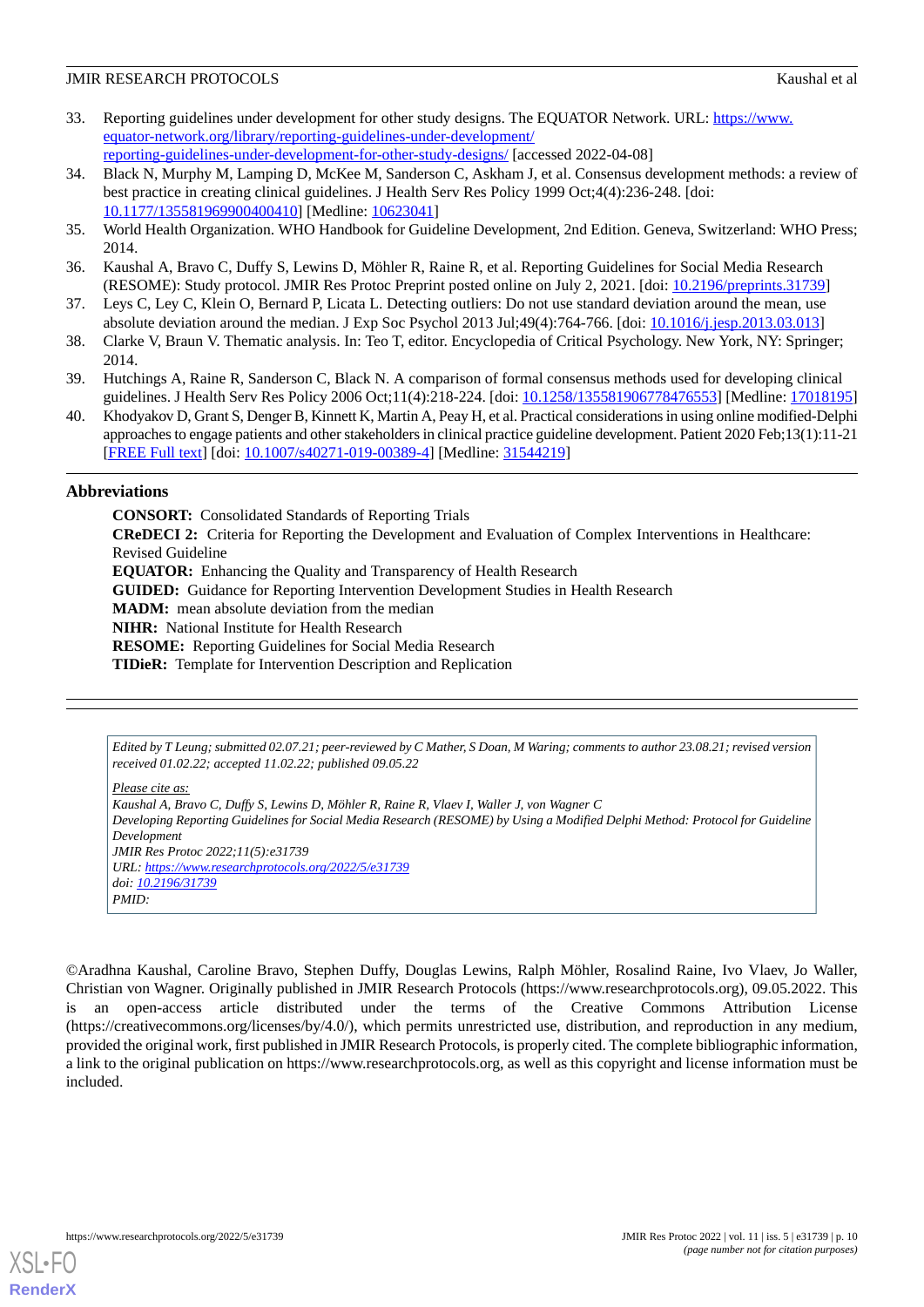33. Reporting guidelines under development for other study designs. The EQUATOR Network. URL: https://www.equator-network.org/library/reporting-guidelines-under-development/reporting-guidelines-under-development-for-other-study-designs/ [accessed 2022-04-08]
34. Black N, Murphy M, Lamping D, McKee M, Sanderson C, Askham J, et al. Consensus development methods: a review of best practice in creating clinical guidelines. J Health Serv Res Policy 1999 Oct;4(4):236-248. [doi: 10.1177/135581969900400410] [Medline: 10623041]
35. World Health Organization. WHO Handbook for Guideline Development, 2nd Edition. Geneva, Switzerland: WHO Press; 2014.
36. Kaushal A, Bravo C, Duffy S, Lewins D, Möhler R, Raine R, et al. Reporting Guidelines for Social Media Research (RESOME): Study protocol. JMIR Res Protoc Preprint posted online on July 2, 2021. [doi: 10.2196/preprints.31739]
37. Leys C, Ley C, Klein O, Bernard P, Licata L. Detecting outliers: Do not use standard deviation around the mean, use absolute deviation around the median. J Exp Soc Psychol 2013 Jul;49(4):764-766. [doi: 10.1016/j.jesp.2013.03.013]
38. Clarke V, Braun V. Thematic analysis. In: Teo T, editor. Encyclopedia of Critical Psychology. New York, NY: Springer; 2014.
39. Hutchings A, Raine R, Sanderson C, Black N. A comparison of formal consensus methods used for developing clinical guidelines. J Health Serv Res Policy 2006 Oct;11(4):218-224. [doi: 10.1258/135581906778476553] [Medline: 17018195]
40. Khodyakov D, Grant S, Denger B, Kinnett K, Martin A, Peay H, et al. Practical considerations in using online modified-Delphi approaches to engage patients and other stakeholders in clinical practice guideline development. Patient 2020 Feb;13(1):11-21 [FREE Full text] [doi: 10.1007/s40271-019-00389-4] [Medline: 31544219]

## Abbreviations

**CONSORT:** Consolidated Standards of Reporting Trials
**CReDECI 2:** Criteria for Reporting the Development and Evaluation of Complex Interventions in Healthcare: Revised Guideline
**EQUATOR:** Enhancing the Quality and Transparency of Health Research
**GUIDED:** Guidance for Reporting Intervention Development Studies in Health Research
**MADM:** mean absolute deviation from the median
**NIHR:** National Institute for Health Research
**RESOME:** Reporting Guidelines for Social Media Research
**TIDieR:** Template for Intervention Description and Replication

---

*Edited by T Leung; submitted 02.07.21; peer-reviewed by C Mather, S Doan, M Waring; comments to author 23.08.21; revised version received 01.02.22; accepted 11.02.22; published 09.05.22*

*Please cite as:*
*Kaushal A, Bravo C, Duffy S, Lewins D, Möhler R, Raine R, Vlaev I, Waller J, von Wagner C*
*Developing Reporting Guidelines for Social Media Research (RESOME) by Using a Modified Delphi Method: Protocol for Guideline Development*
*JMIR Res Protoc 2022;11(5):e31739*
*URL: https://www.researchprotocols.org/2022/5/e31739*
*doi: 10.2196/31739*
*PMID:*

©Aradhna Kaushal, Caroline Bravo, Stephen Duffy, Douglas Lewins, Ralph Möhler, Rosalind Raine, Ivo Vlaev, Jo Waller, Christian von Wagner. Originally published in JMIR Research Protocols (https://www.researchprotocols.org), 09.05.2022. This is an open-access article distributed under the terms of the Creative Commons Attribution License (https://creativecommons.org/licenses/by/4.0/), which permits unrestricted use, distribution, and reproduction in any medium, provided the original work, first published in JMIR Research Protocols, is properly cited. The complete bibliographic information, a link to the original publication on https://www.researchprotocols.org, as well as this copyright and license information must be included.